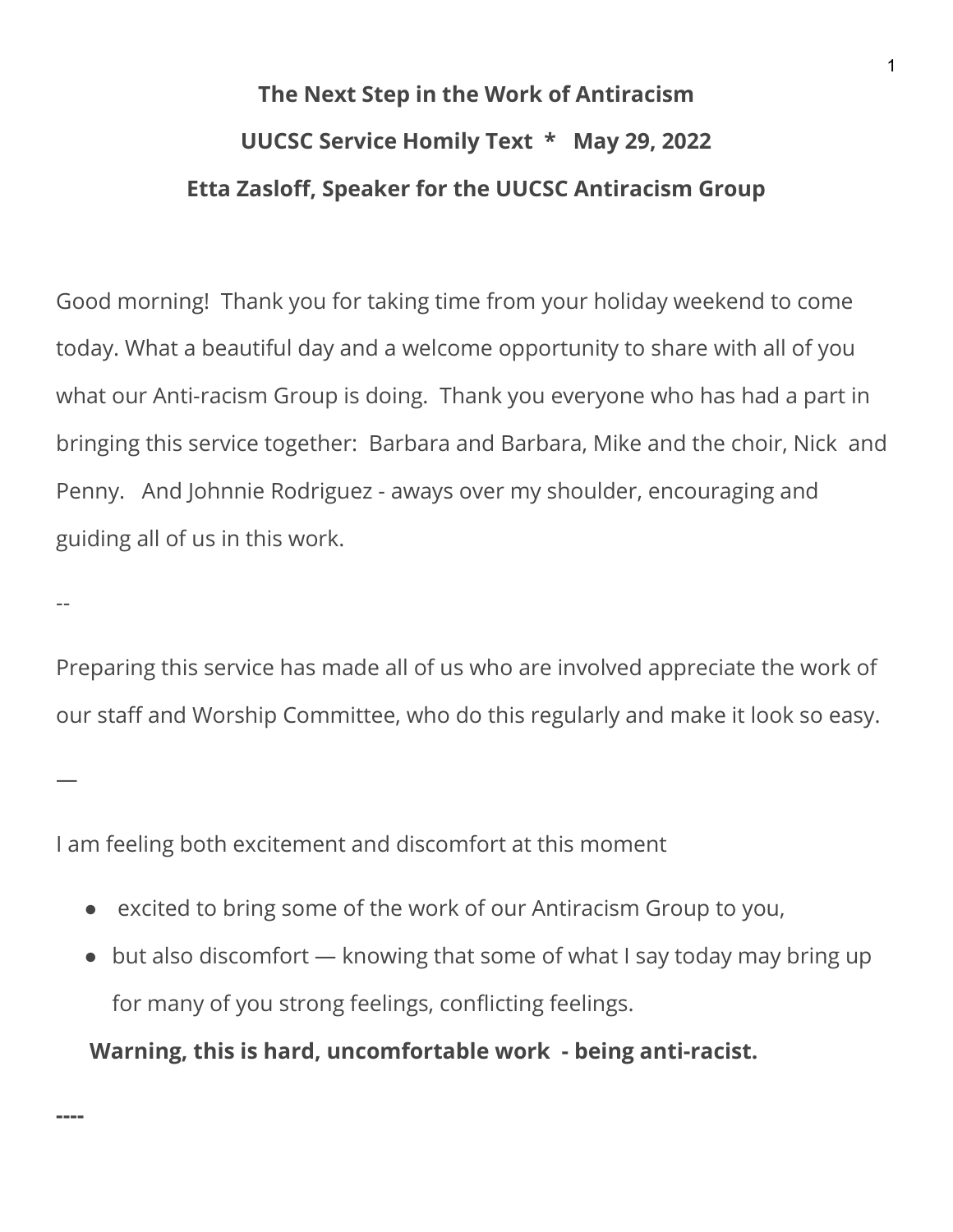# The Next Step in the Work of Antiracism

## UUCSC Service Homily Text * May 29, 2022

## Etta Zasloff, Speaker for the UUCSC Antiracism Group

Good morning! Thank you for taking time from your holiday weekend to come today. What a beautiful day and a welcome opportunity to share with all of you what our Anti-racism Group is doing. Thank you everyone who has had a part in bringing this service together: Barbara and Barbara, Mike and the choir, Nick and Penny. And Johnnie Rodriguez - aways over my shoulder, encouraging and guiding all of us in this work.

--

Preparing this service has made all of us who are involved appreciate the work of our staff and Worship Committee, who do this regularly and make it look so easy.

—

I am feeling both excitement and discomfort at this moment

- excited to bring some of the work of our Antiracism Group to you,
- but also discomfort — knowing that some of what I say today may bring up for many of you strong feelings, conflicting feelings.

**Warning, this is hard, uncomfortable work - being anti-racist.**

**----**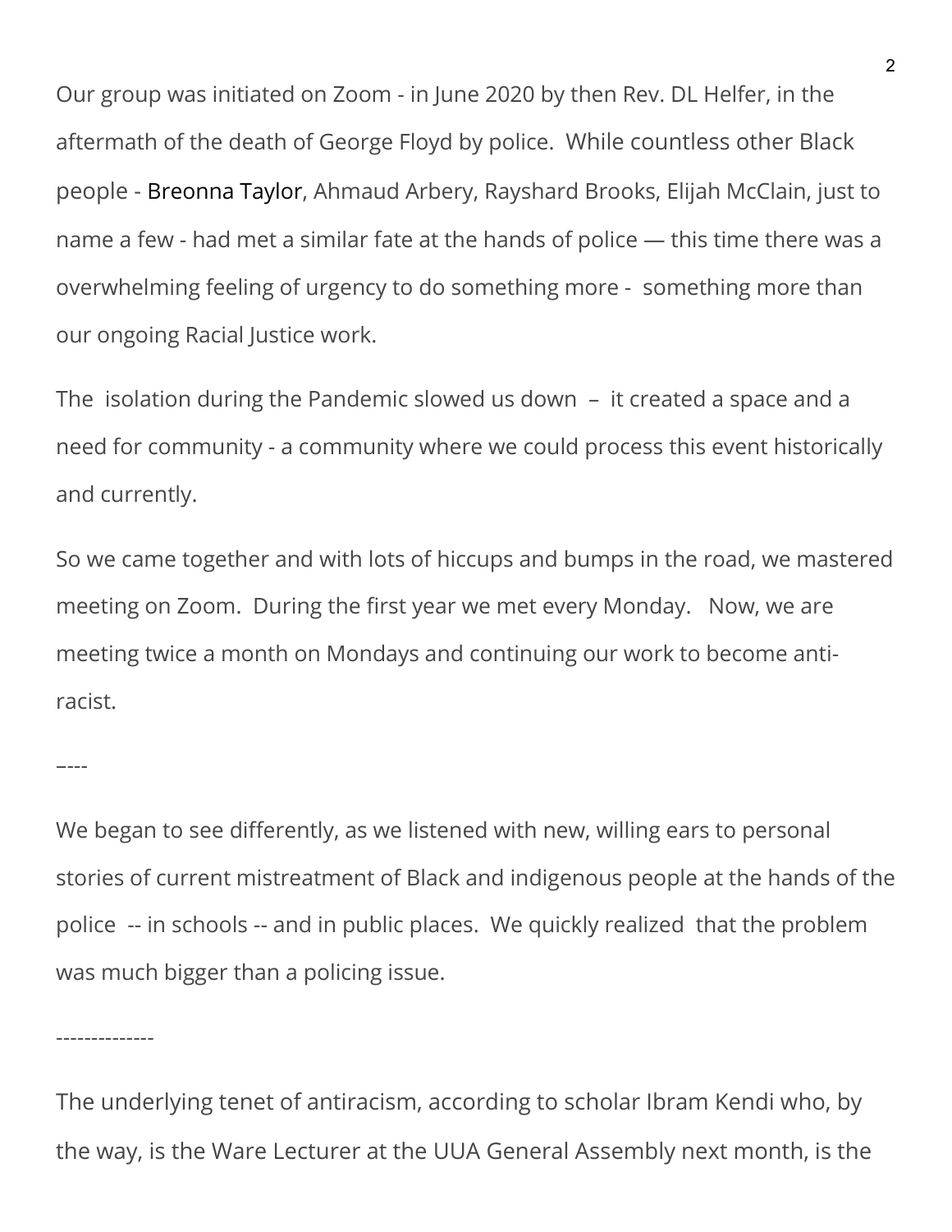Our group was initiated on Zoom - in June 2020 by then Rev. DL Helfer, in the aftermath of the death of George Floyd by police. While countless other Black people - Breonna Taylor, Ahmaud Arbery, Rayshard Brooks, Elijah McClain, just to name a few - had met a similar fate at the hands of police — this time there was a overwhelming feeling of urgency to do something more - something more than our ongoing Racial Justice work.

The isolation during the Pandemic slowed us down – it created a space and a need for community - a community where we could process this event historically and currently.

So we came together and with lots of hiccups and bumps in the road, we mastered meeting on Zoom. During the first year we met every Monday. Now, we are meeting twice a month on Mondays and continuing our work to become anti-racist.

–---

We began to see differently, as we listened with new, willing ears to personal stories of current mistreatment of Black and indigenous people at the hands of the police -- in schools -- and in public places. We quickly realized that the problem was much bigger than a policing issue.

--------------

The underlying tenet of antiracism, according to scholar Ibram Kendi who, by the way, is the Ware Lecturer at the UUA General Assembly next month, is the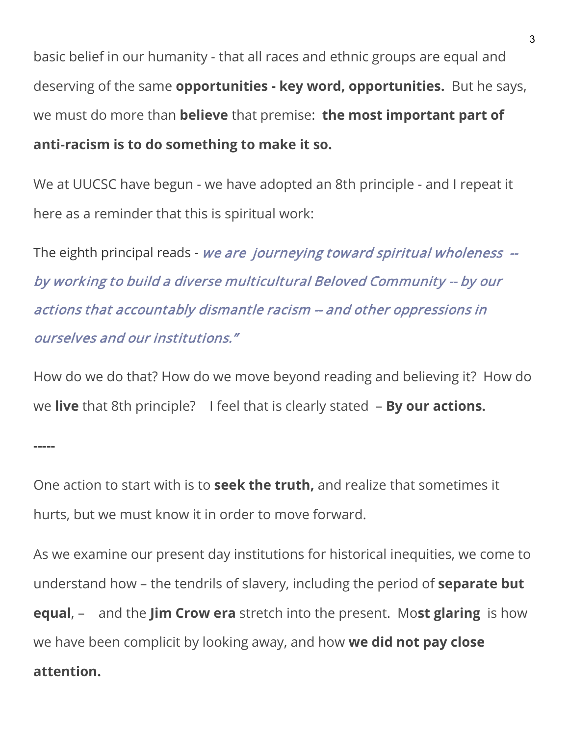basic belief in our humanity - that all races and ethnic groups are equal and deserving of the same **opportunities - key word, opportunities.** But he says, we must do more than **believe** that premise: **the most important part of anti-racism is to do something to make it so.**

We at UUCSC have begun - we have adopted an 8th principle - and I repeat it here as a reminder that this is spiritual work:

The eighth principal reads - *we are journeying toward spiritual wholeness -- by working to build a diverse multicultural Beloved Community -- by our actions that accountably dismantle racism -- and other oppressions in ourselves and our institutions."*

How do we do that? How do we move beyond reading and believing it? How do we **live** that 8th principle? I feel that is clearly stated – **By our actions.**

**-----**

One action to start with is to **seek the truth,** and realize that sometimes it hurts, but we must know it in order to move forward.

As we examine our present day institutions for historical inequities, we come to understand how – the tendrils of slavery, including the period of **separate but equal**, – and the **Jim Crow era** stretch into the present. Mo**st glaring** is how we have been complicit by looking away, and how **we did not pay close attention.**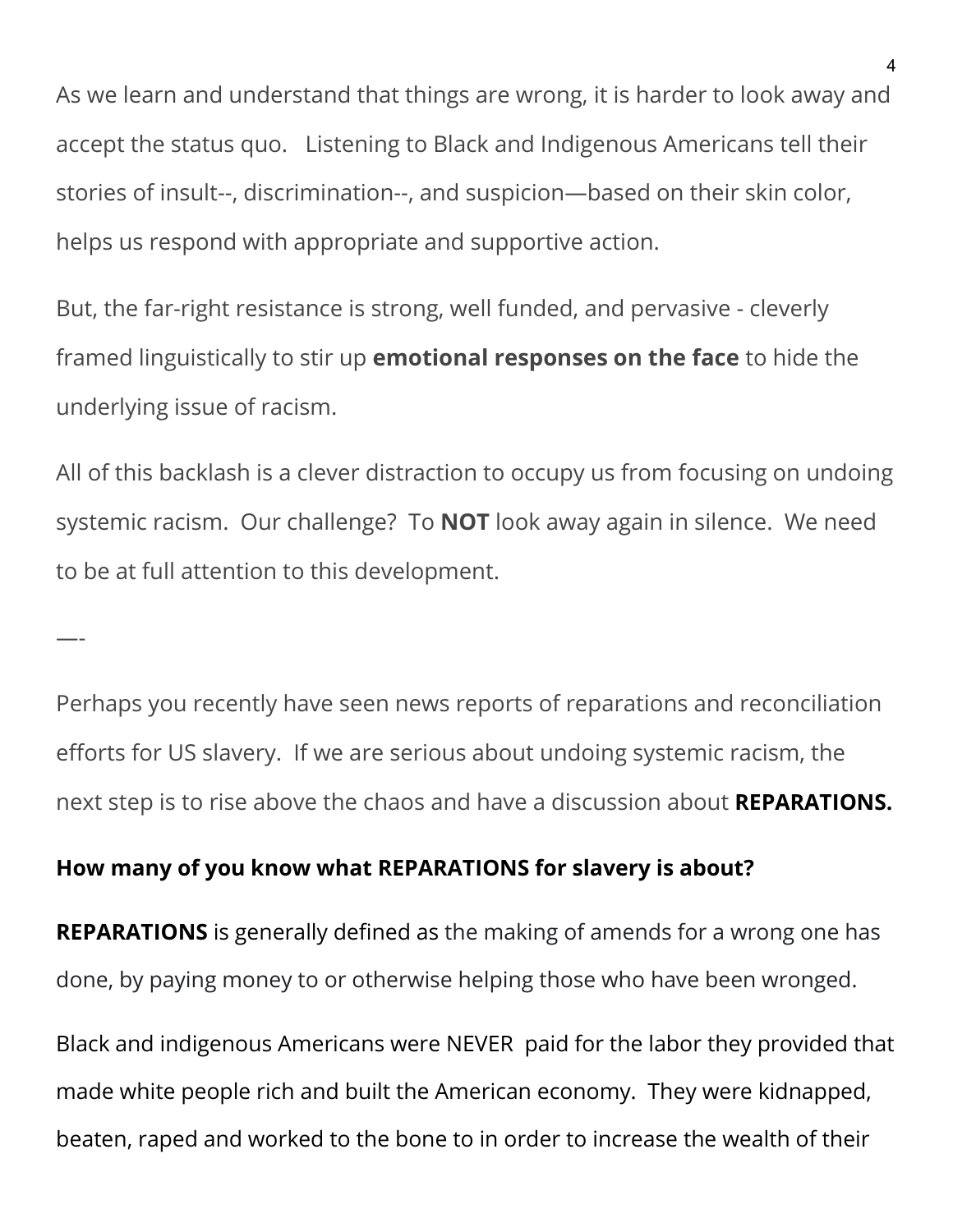As we learn and understand that things are wrong, it is harder to look away and accept the status quo.   Listening to Black and Indigenous Americans tell their stories of insult--, discrimination--, and suspicion—based on their skin color, helps us respond with appropriate and supportive action.

But, the far-right resistance is strong, well funded, and pervasive - cleverly framed linguistically to stir up **emotional responses on the face** to hide the underlying issue of racism.

All of this backlash is a clever distraction to occupy us from focusing on undoing systemic racism.  Our challenge?  To **NOT** look away again in silence.  We need to be at full attention to this development.

—-

Perhaps you recently have seen news reports of reparations and reconciliation efforts for US slavery.  If we are serious about undoing systemic racism, the next step is to rise above the chaos and have a discussion about **REPARATIONS.**

**How many of you know what REPARATIONS for slavery is about?**

**REPARATIONS** is generally defined as the making of amends for a wrong one has done, by paying money to or otherwise helping those who have been wronged.

Black and indigenous Americans were NEVER  paid for the labor they provided that made white people rich and built the American economy.  They were kidnapped, beaten, raped and worked to the bone to in order to increase the wealth of their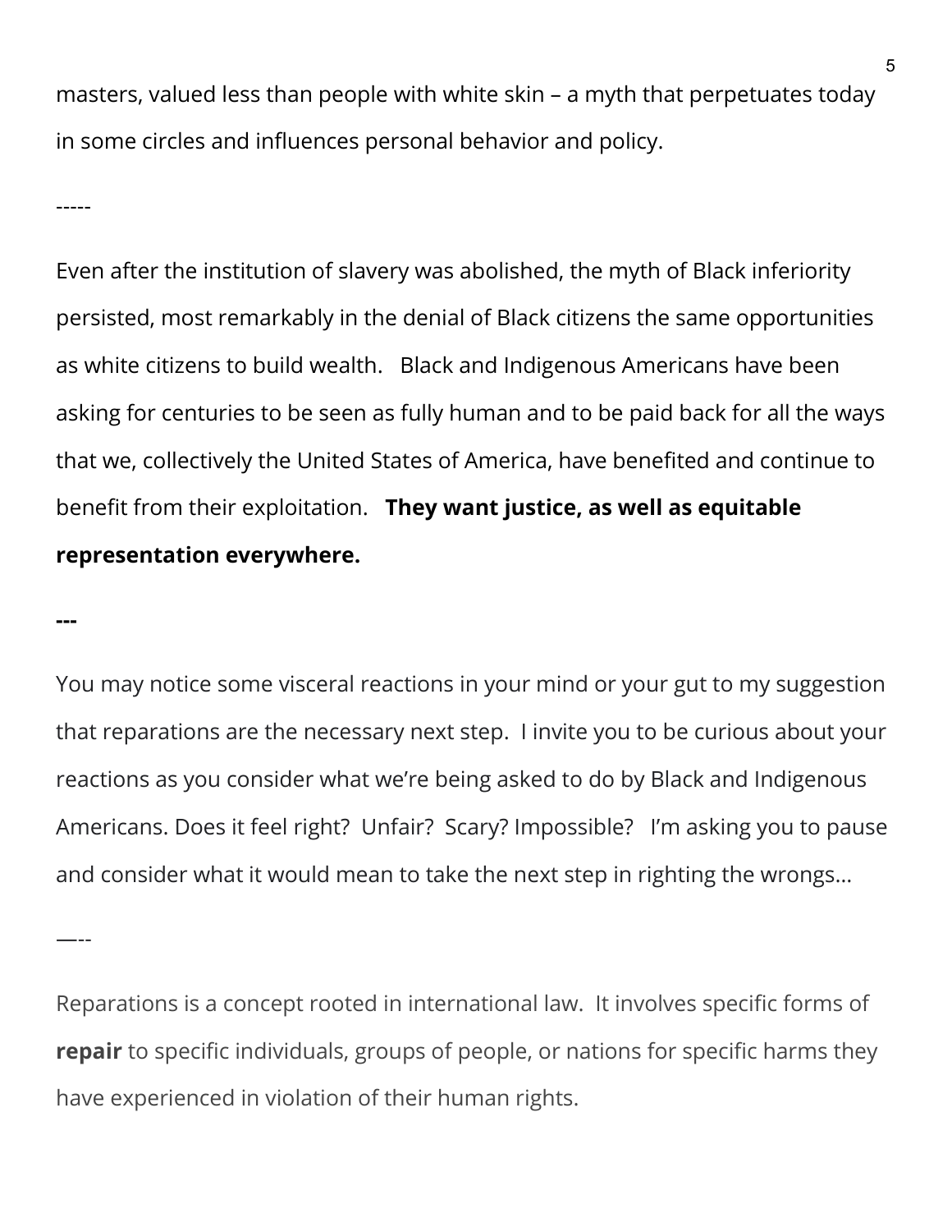masters, valued less than people with white skin – a myth that perpetuates today in some circles and influences personal behavior and policy.

-----

Even after the institution of slavery was abolished, the myth of Black inferiority persisted, most remarkably in the denial of Black citizens the same opportunities as white citizens to build wealth. Black and Indigenous Americans have been asking for centuries to be seen as fully human and to be paid back for all the ways that we, collectively the United States of America, have benefited and continue to benefit from their exploitation. **They want justice, as well as equitable representation everywhere.**

**---**

You may notice some visceral reactions in your mind or your gut to my suggestion that reparations are the necessary next step. I invite you to be curious about your reactions as you consider what we're being asked to do by Black and Indigenous Americans. Does it feel right? Unfair? Scary? Impossible? I'm asking you to pause and consider what it would mean to take the next step in righting the wrongs…

—--

Reparations is a concept rooted in international law. It involves specific forms of **repair** to specific individuals, groups of people, or nations for specific harms they have experienced in violation of their human rights.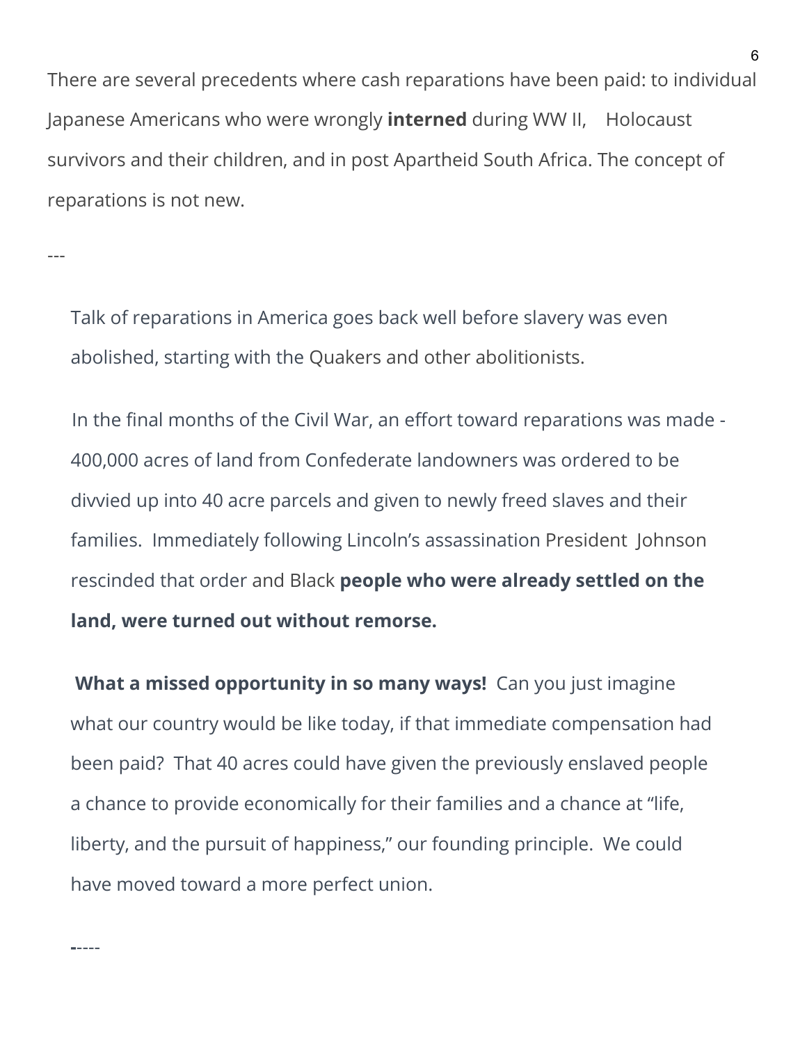There are several precedents where cash reparations have been paid: to individual Japanese Americans who were wrongly **interned** during WW II,   Holocaust survivors and their children, and in post Apartheid South Africa. The concept of reparations is not new.

---

Talk of reparations in America goes back well before slavery was even abolished, starting with the Quakers and other abolitionists.

In the final months of the Civil War, an effort toward reparations was made - 400,000 acres of land from Confederate landowners was ordered to be divvied up into 40 acre parcels and given to newly freed slaves and their families.  Immediately following Lincoln's assassination President  Johnson rescinded that order and Black **people who were already settled on the land, were turned out without remorse.**

**What a missed opportunity in so many ways!**  Can you just imagine what our country would be like today, if that immediate compensation had been paid?  That 40 acres could have given the previously enslaved people a chance to provide economically for their families and a chance at "life, liberty, and the pursuit of happiness," our founding principle.  We could have moved toward a more perfect union.

-----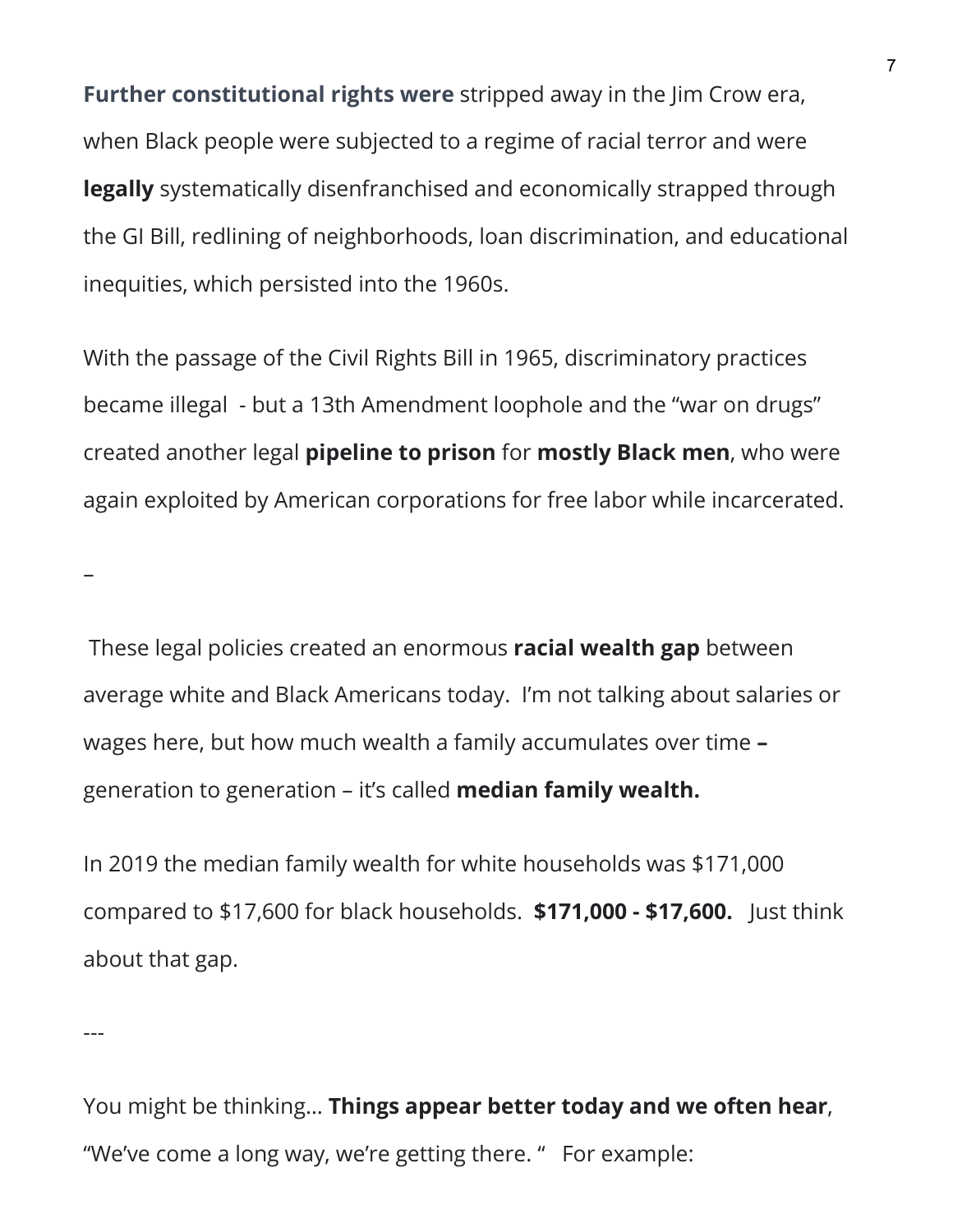**Further constitutional rights were** stripped away in the Jim Crow era, when Black people were subjected to a regime of racial terror and were **legally** systematically disenfranchised and economically strapped through the GI Bill, redlining of neighborhoods, loan discrimination, and educational inequities, which persisted into the 1960s.

With the passage of the Civil Rights Bill in 1965, discriminatory practices became illegal - but a 13th Amendment loophole and the "war on drugs" created another legal **pipeline to prison** for **mostly Black men**, who were again exploited by American corporations for free labor while incarcerated.

–

These legal policies created an enormous **racial wealth gap** between average white and Black Americans today. I'm not talking about salaries or wages here, but how much wealth a family accumulates over time **–** generation to generation – it's called **median family wealth.**

In 2019 the median family wealth for white households was $171,000 compared to $17,600 for black households. **$171,000 - $17,600.** Just think about that gap.

---

You might be thinking… **Things appear better today and we often hear**, "We've come a long way, we're getting there. " For example: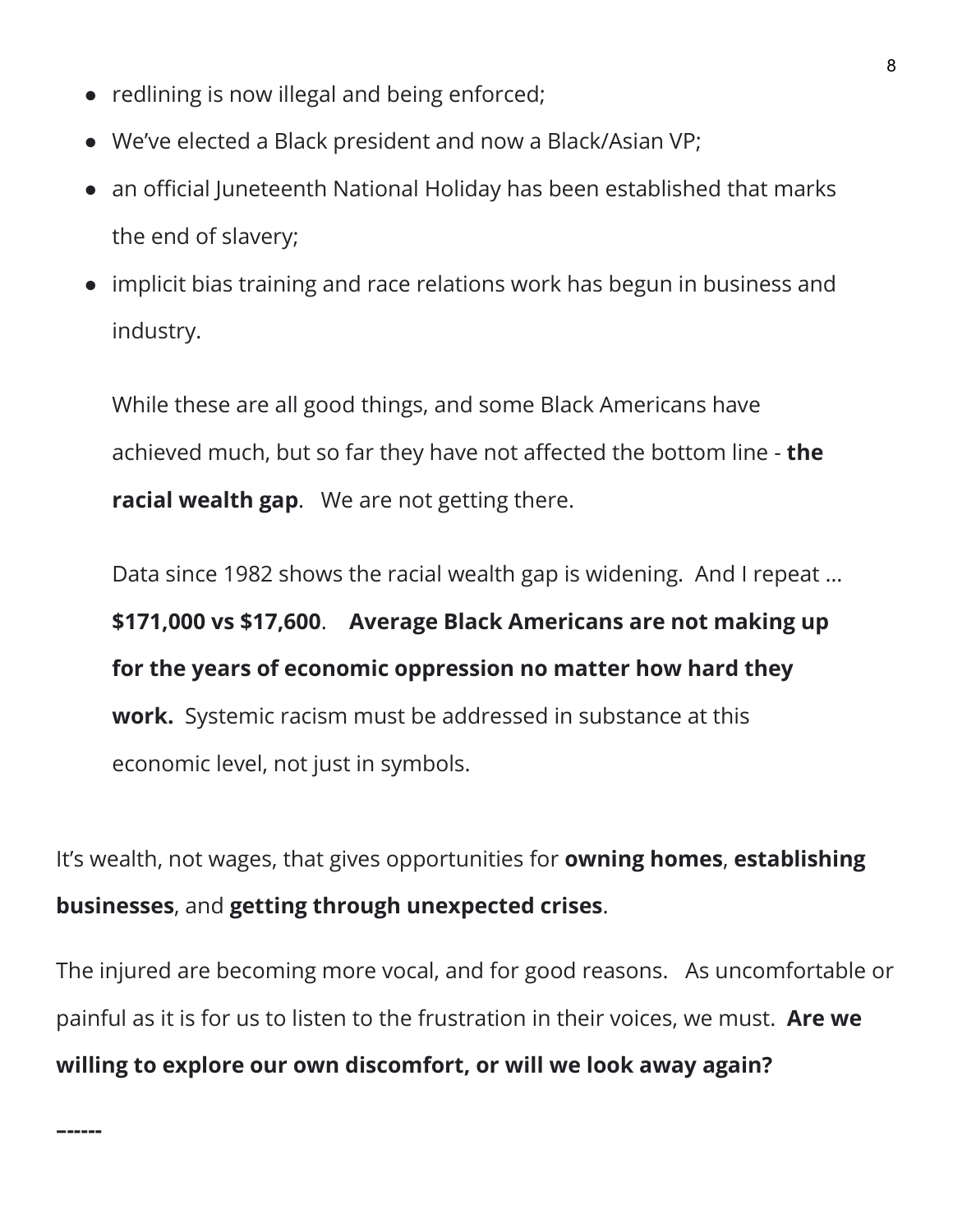- redlining is now illegal and being enforced;
- We've elected a Black president and now a Black/Asian VP;
- an official Juneteenth National Holiday has been established that marks the end of slavery;
- implicit bias training and race relations work has begun in business and industry.

  While these are all good things, and some Black Americans have achieved much, but so far they have not affected the bottom line - **the racial wealth gap**. We are not getting there.

  Data since 1982 shows the racial wealth gap is widening. And I repeat … **$171,000 vs $17,600**. **Average Black Americans are not making up for the years of economic oppression no matter how hard they work.** Systemic racism must be addressed in substance at this economic level, not just in symbols.

It's wealth, not wages, that gives opportunities for **owning homes**, **establishing businesses**, and **getting through unexpected crises**.

The injured are becoming more vocal, and for good reasons. As uncomfortable or painful as it is for us to listen to the frustration in their voices, we must. **Are we willing to explore our own discomfort, or will we look away again?**

**------**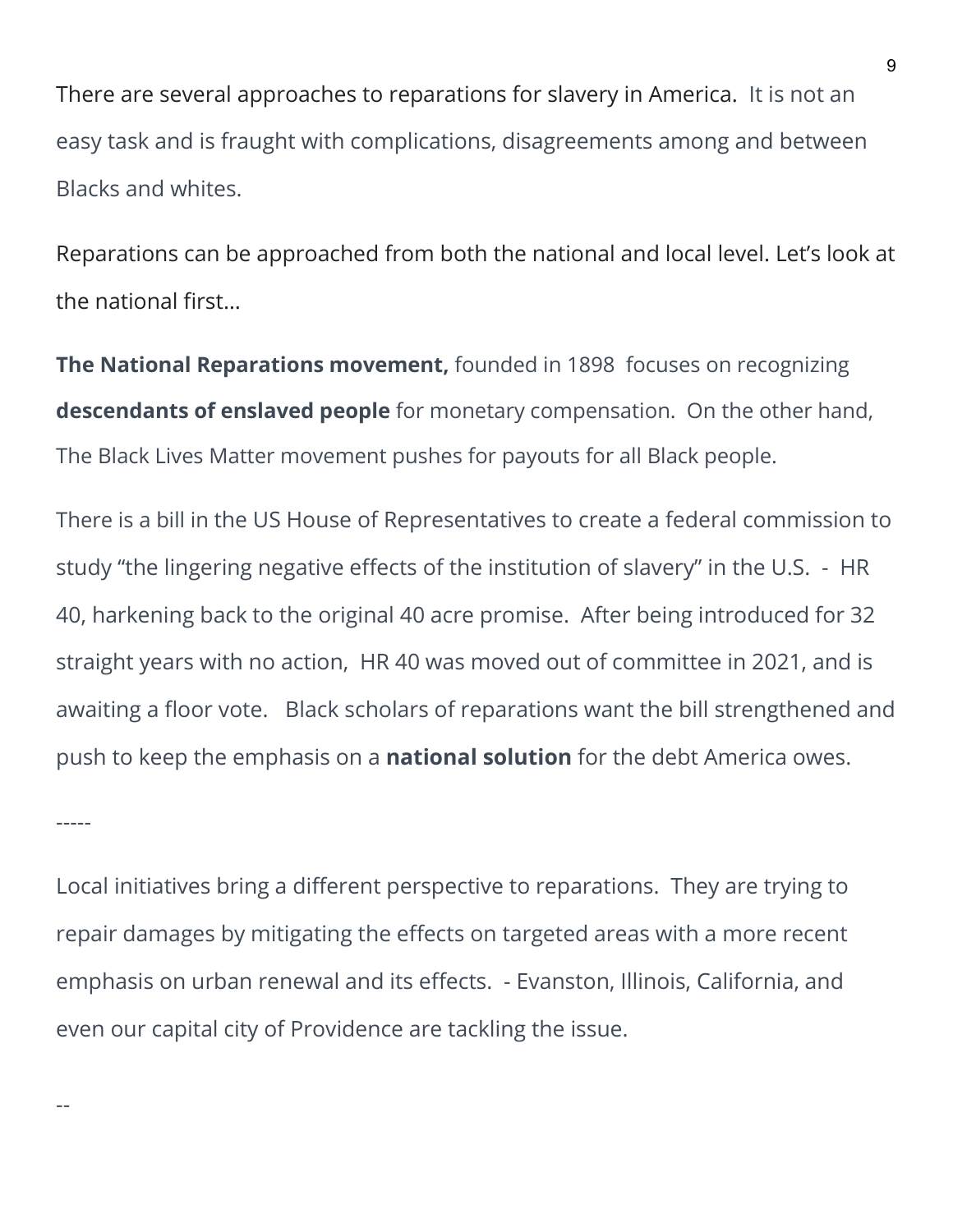There are several approaches to reparations for slavery in America. It is not an easy task and is fraught with complications, disagreements among and between Blacks and whites.

Reparations can be approached from both the national and local level. Let's look at the national first...

**The National Reparations movement,** founded in 1898 focuses on recognizing **descendants of enslaved people** for monetary compensation. On the other hand, The Black Lives Matter movement pushes for payouts for all Black people.

There is a bill in the US House of Representatives to create a federal commission to study "the lingering negative effects of the institution of slavery" in the U.S. - HR 40, harkening back to the original 40 acre promise. After being introduced for 32 straight years with no action, HR 40 was moved out of committee in 2021, and is awaiting a floor vote. Black scholars of reparations want the bill strengthened and push to keep the emphasis on a **national solution** for the debt America owes.

-----

Local initiatives bring a different perspective to reparations. They are trying to repair damages by mitigating the effects on targeted areas with a more recent emphasis on urban renewal and its effects. - Evanston, Illinois, California, and even our capital city of Providence are tackling the issue.

--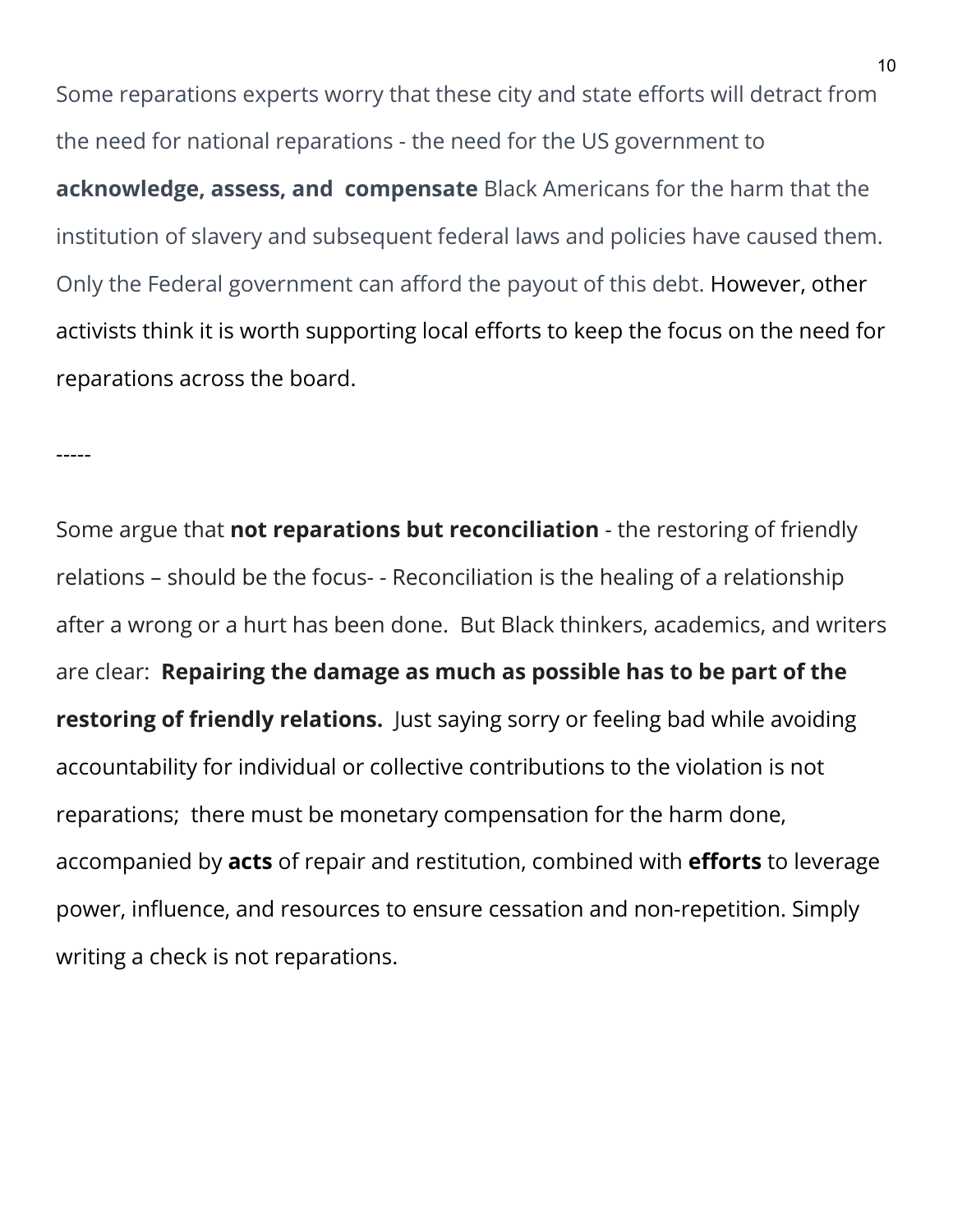Some reparations experts worry that these city and state efforts will detract from the need for national reparations - the need for the US government to **acknowledge, assess, and compensate** Black Americans for the harm that the institution of slavery and subsequent federal laws and policies have caused them. Only the Federal government can afford the payout of this debt. However, other activists think it is worth supporting local efforts to keep the focus on the need for reparations across the board.

-----

Some argue that **not reparations but reconciliation** - the restoring of friendly relations – should be the focus- - Reconciliation is the healing of a relationship after a wrong or a hurt has been done. But Black thinkers, academics, and writers are clear: **Repairing the damage as much as possible has to be part of the restoring of friendly relations.** Just saying sorry or feeling bad while avoiding accountability for individual or collective contributions to the violation is not reparations; there must be monetary compensation for the harm done, accompanied by **acts** of repair and restitution, combined with **efforts** to leverage power, influence, and resources to ensure cessation and non-repetition. Simply writing a check is not reparations.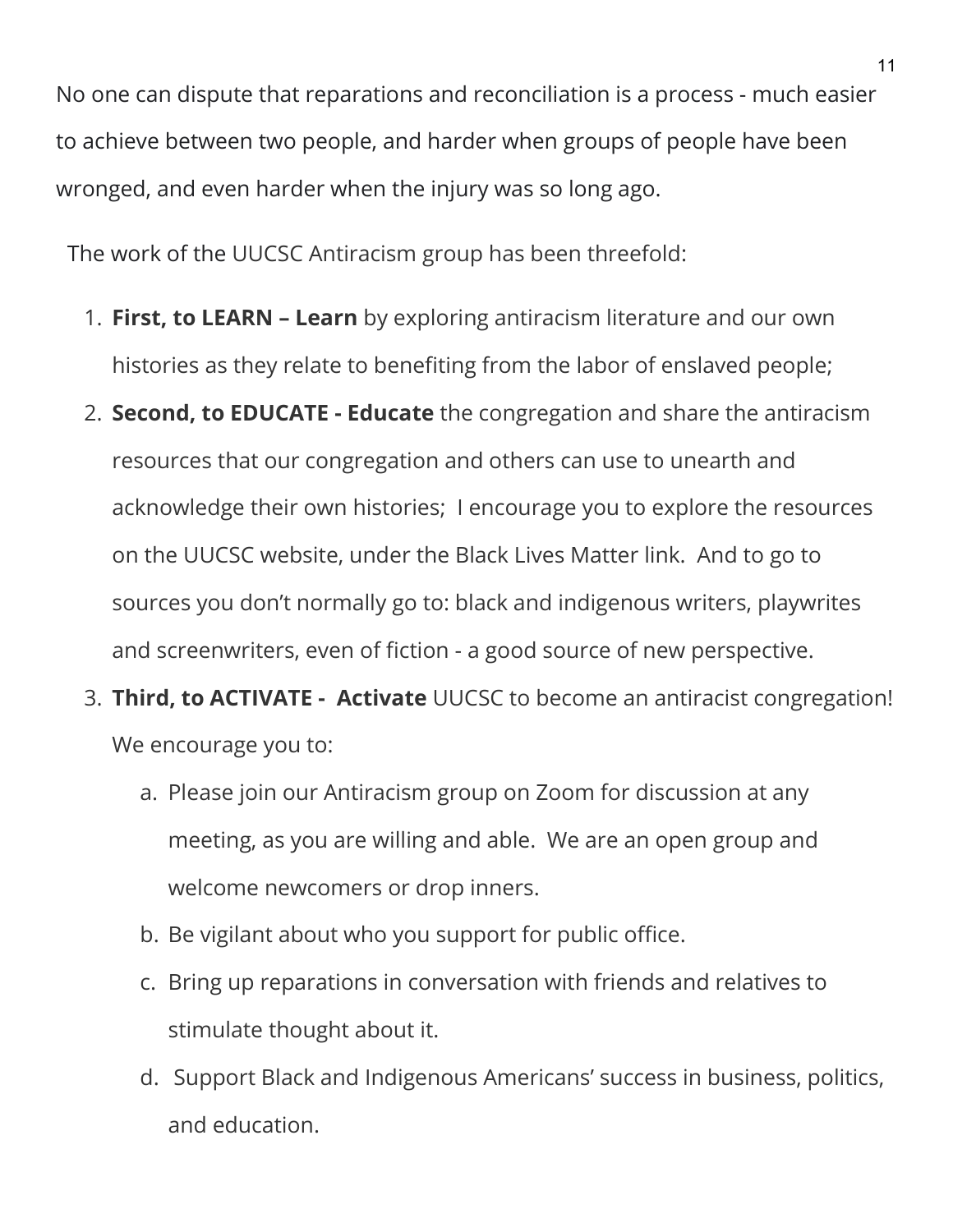No one can dispute that reparations and reconciliation is a process - much easier to achieve between two people, and harder when groups of people have been wronged, and even harder when the injury was so long ago.

The work of the UUCSC Antiracism group has been threefold:

1. **First, to LEARN – Learn** by exploring antiracism literature and our own histories as they relate to benefiting from the labor of enslaved people;
2. **Second, to EDUCATE - Educate** the congregation and share the antiracism resources that our congregation and others can use to unearth and acknowledge their own histories; I encourage you to explore the resources on the UUCSC website, under the Black Lives Matter link. And to go to sources you don't normally go to: black and indigenous writers, playwrites and screenwriters, even of fiction - a good source of new perspective.
3. **Third, to ACTIVATE - Activate** UUCSC to become an antiracist congregation! We encourage you to:
   a. Please join our Antiracism group on Zoom for discussion at any meeting, as you are willing and able. We are an open group and welcome newcomers or drop inners.
   b. Be vigilant about who you support for public office.
   c. Bring up reparations in conversation with friends and relatives to stimulate thought about it.
   d. Support Black and Indigenous Americans' success in business, politics, and education.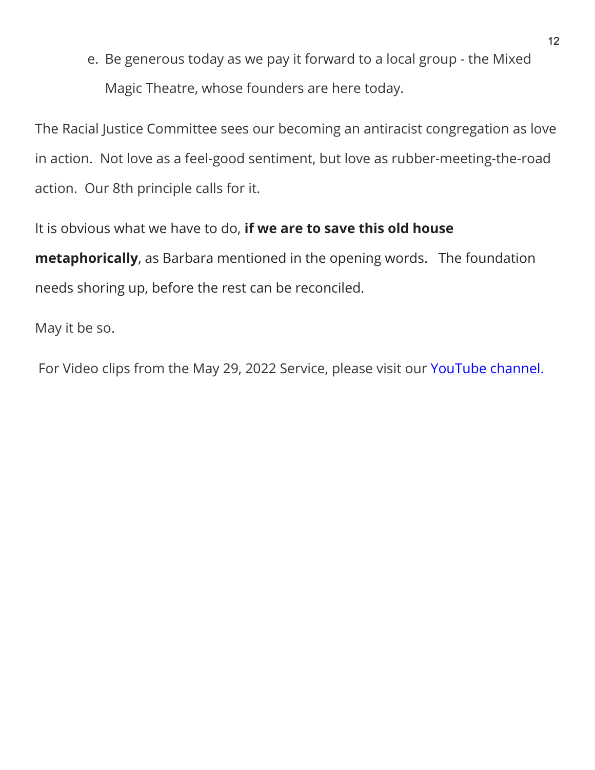e. Be generous today as we pay it forward to a local group - the Mixed Magic Theatre, whose founders are here today.

The Racial Justice Committee sees our becoming an antiracist congregation as love in action. Not love as a feel-good sentiment, but love as rubber-meeting-the-road action. Our 8th principle calls for it.

It is obvious what we have to do, **if we are to save this old house metaphorically**, as Barbara mentioned in the opening words. The foundation needs shoring up, before the rest can be reconciled.

May it be so.

For Video clips from the May 29, 2022 Service, please visit our [YouTube channel.]()